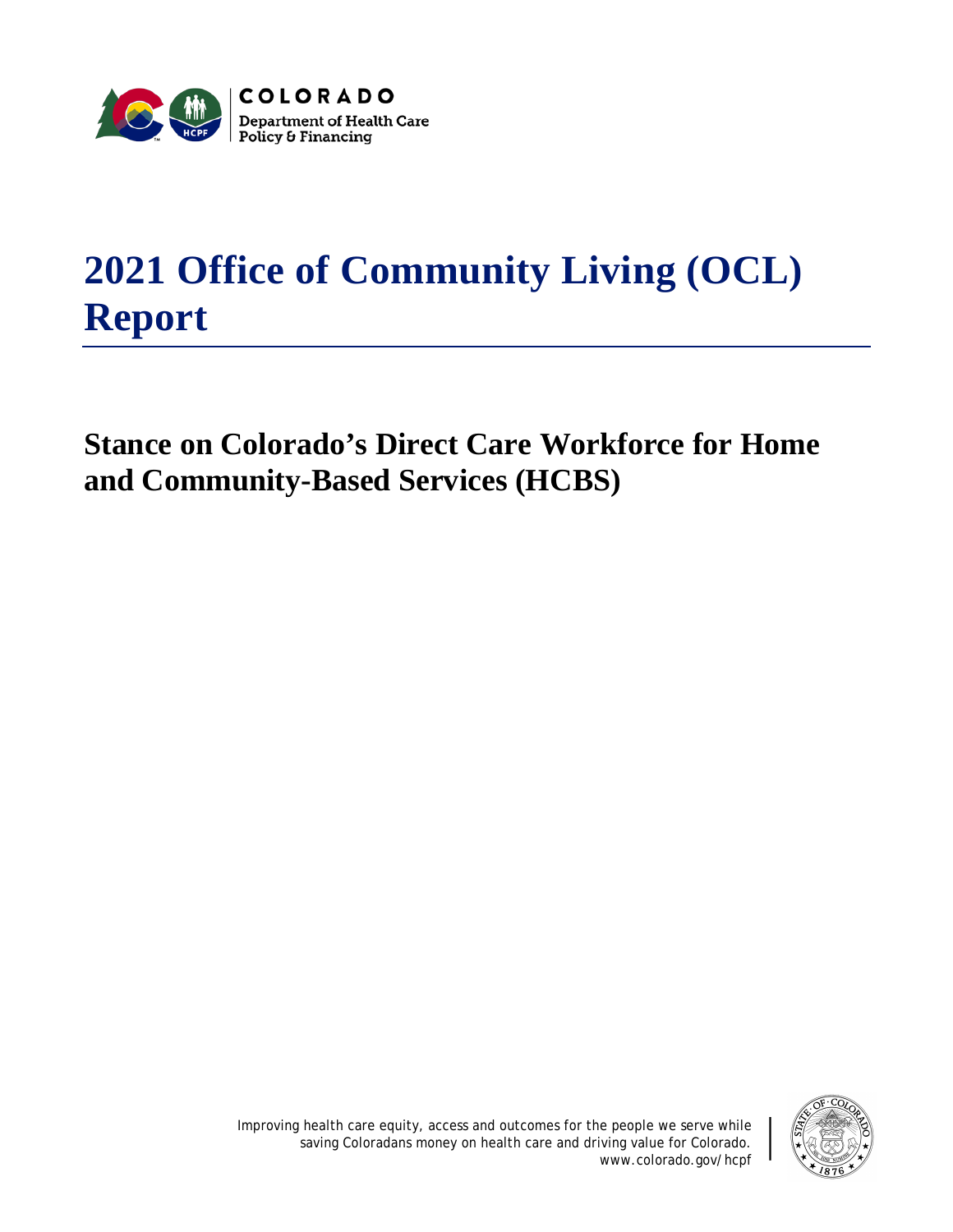COLORADO
Department of Health Care Policy & Financing

# 2021 Office of Community Living (OCL) Report

## Stance on Colorado's Direct Care Workforce for Home and Community-Based Services (HCBS)

Improving health care equity, access and outcomes for the people we serve while saving Coloradans money on health care and driving value for Colorado.
www.colorado.gov/hcpf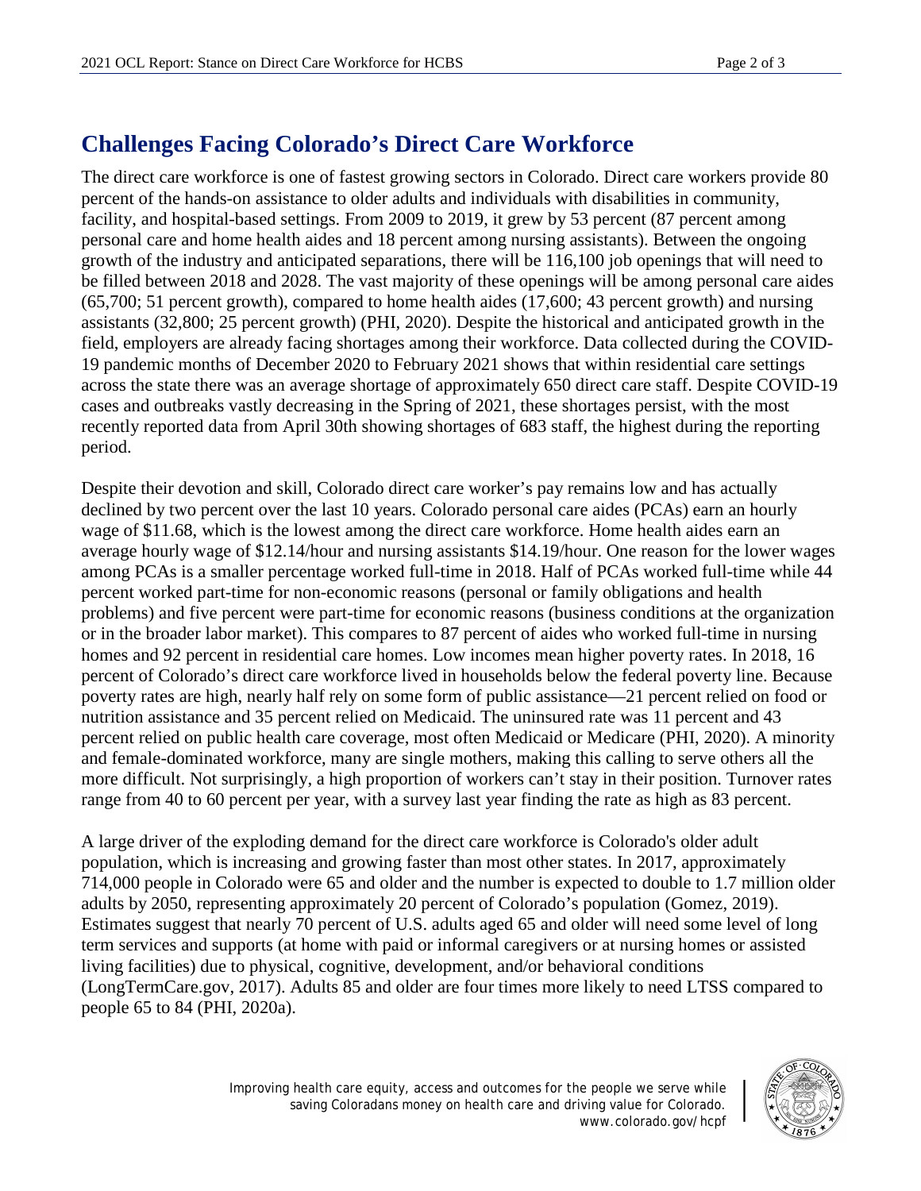## Challenges Facing Colorado's Direct Care Workforce

The direct care workforce is one of fastest growing sectors in Colorado. Direct care workers provide 80 percent of the hands-on assistance to older adults and individuals with disabilities in community, facility, and hospital-based settings. From 2009 to 2019, it grew by 53 percent (87 percent among personal care and home health aides and 18 percent among nursing assistants). Between the ongoing growth of the industry and anticipated separations, there will be 116,100 job openings that will need to be filled between 2018 and 2028. The vast majority of these openings will be among personal care aides (65,700; 51 percent growth), compared to home health aides (17,600; 43 percent growth) and nursing assistants (32,800; 25 percent growth) (PHI, 2020). Despite the historical and anticipated growth in the field, employers are already facing shortages among their workforce. Data collected during the COVID-19 pandemic months of December 2020 to February 2021 shows that within residential care settings across the state there was an average shortage of approximately 650 direct care staff. Despite COVID-19 cases and outbreaks vastly decreasing in the Spring of 2021, these shortages persist, with the most recently reported data from April 30th showing shortages of 683 staff, the highest during the reporting period.

Despite their devotion and skill, Colorado direct care worker's pay remains low and has actually declined by two percent over the last 10 years. Colorado personal care aides (PCAs) earn an hourly wage of $11.68, which is the lowest among the direct care workforce. Home health aides earn an average hourly wage of $12.14/hour and nursing assistants $14.19/hour. One reason for the lower wages among PCAs is a smaller percentage worked full-time in 2018. Half of PCAs worked full-time while 44 percent worked part-time for non-economic reasons (personal or family obligations and health problems) and five percent were part-time for economic reasons (business conditions at the organization or in the broader labor market). This compares to 87 percent of aides who worked full-time in nursing homes and 92 percent in residential care homes. Low incomes mean higher poverty rates. In 2018, 16 percent of Colorado's direct care workforce lived in households below the federal poverty line. Because poverty rates are high, nearly half rely on some form of public assistance—21 percent relied on food or nutrition assistance and 35 percent relied on Medicaid. The uninsured rate was 11 percent and 43 percent relied on public health care coverage, most often Medicaid or Medicare (PHI, 2020). A minority and female-dominated workforce, many are single mothers, making this calling to serve others all the more difficult. Not surprisingly, a high proportion of workers can't stay in their position. Turnover rates range from 40 to 60 percent per year, with a survey last year finding the rate as high as 83 percent.

A large driver of the exploding demand for the direct care workforce is Colorado's older adult population, which is increasing and growing faster than most other states. In 2017, approximately 714,000 people in Colorado were 65 and older and the number is expected to double to 1.7 million older adults by 2050, representing approximately 20 percent of Colorado's population (Gomez, 2019). Estimates suggest that nearly 70 percent of U.S. adults aged 65 and older will need some level of long term services and supports (at home with paid or informal caregivers or at nursing homes or assisted living facilities) due to physical, cognitive, development, and/or behavioral conditions (LongTermCare.gov, 2017). Adults 85 and older are four times more likely to need LTSS compared to people 65 to 84 (PHI, 2020a).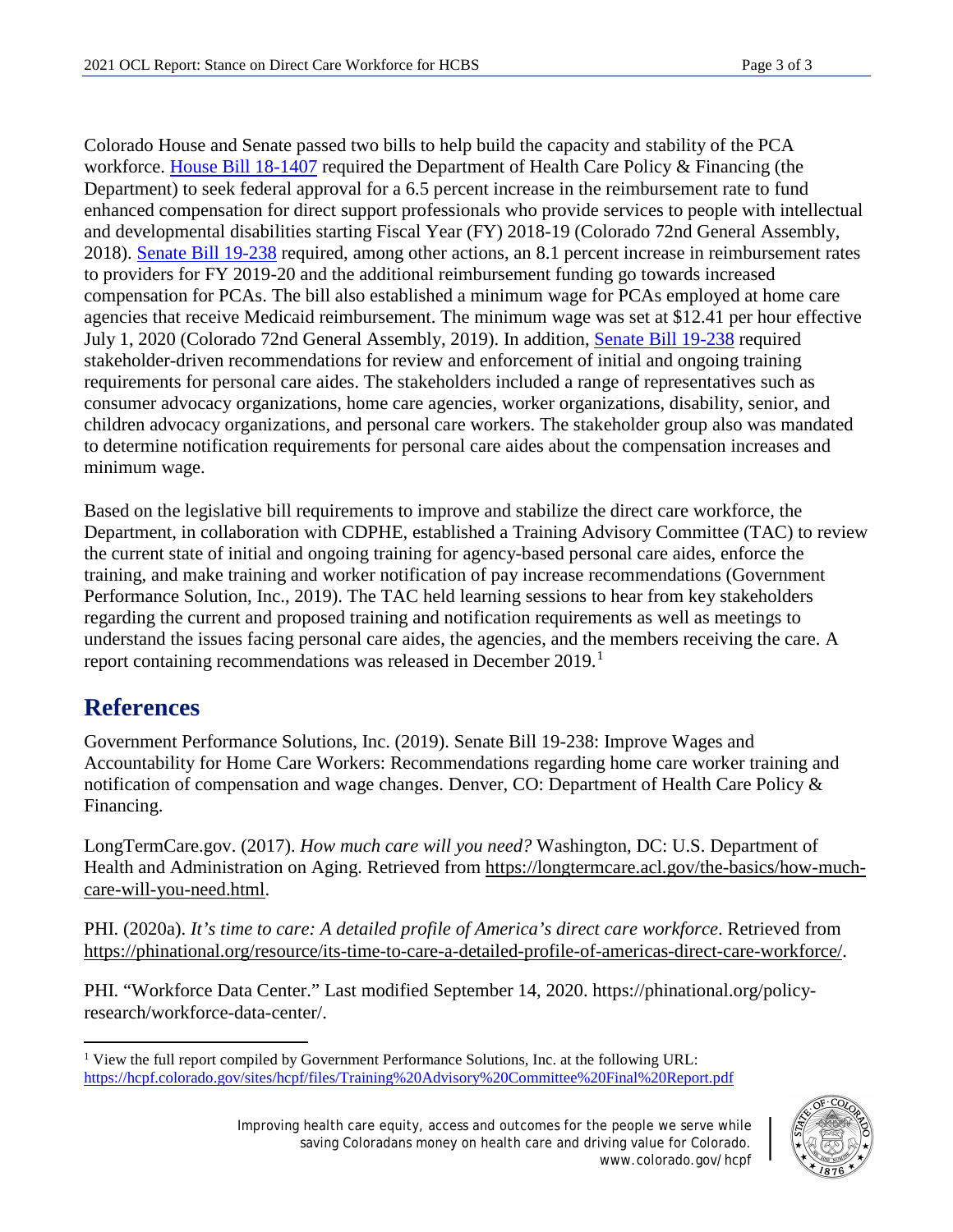Colorado House and Senate passed two bills to help build the capacity and stability of the PCA workforce. [House Bill 18-1407] required the Department of Health Care Policy & Financing (the Department) to seek federal approval for a 6.5 percent increase in the reimbursement rate to fund enhanced compensation for direct support professionals who provide services to people with intellectual and developmental disabilities starting Fiscal Year (FY) 2018-19 (Colorado 72nd General Assembly, 2018). [Senate Bill 19-238] required, among other actions, an 8.1 percent increase in reimbursement rates to providers for FY 2019-20 and the additional reimbursement funding go towards increased compensation for PCAs. The bill also established a minimum wage for PCAs employed at home care agencies that receive Medicaid reimbursement. The minimum wage was set at $12.41 per hour effective July 1, 2020 (Colorado 72nd General Assembly, 2019). In addition, [Senate Bill 19-238] required stakeholder-driven recommendations for review and enforcement of initial and ongoing training requirements for personal care aides. The stakeholders included a range of representatives such as consumer advocacy organizations, home care agencies, worker organizations, disability, senior, and children advocacy organizations, and personal care workers. The stakeholder group also was mandated to determine notification requirements for personal care aides about the compensation increases and minimum wage.

Based on the legislative bill requirements to improve and stabilize the direct care workforce, the Department, in collaboration with CDPHE, established a Training Advisory Committee (TAC) to review the current state of initial and ongoing training for agency-based personal care aides, enforce the training, and make training and worker notification of pay increase recommendations (Government Performance Solution, Inc., 2019). The TAC held learning sessions to hear from key stakeholders regarding the current and proposed training and notification requirements as well as meetings to understand the issues facing personal care aides, the agencies, and the members receiving the care. A report containing recommendations was released in December 2019.[1]

## References

Government Performance Solutions, Inc. (2019). Senate Bill 19-238: Improve Wages and Accountability for Home Care Workers: Recommendations regarding home care worker training and notification of compensation and wage changes. Denver, CO: Department of Health Care Policy & Financing.

LongTermCare.gov. (2017). *How much care will you need?* Washington, DC: U.S. Department of Health and Administration on Aging. Retrieved from https://longtermcare.acl.gov/the-basics/how-much-care-will-you-need.html.

PHI. (2020a). *It's time to care: A detailed profile of America's direct care workforce*. Retrieved from https://phinational.org/resource/its-time-to-care-a-detailed-profile-of-americas-direct-care-workforce/.

PHI. "Workforce Data Center." Last modified September 14, 2020. https://phinational.org/policy-research/workforce-data-center/.

[1] View the full report compiled by Government Performance Solutions, Inc. at the following URL: https://hcpf.colorado.gov/sites/hcpf/files/Training%20Advisory%20Committee%20Final%20Report.pdf